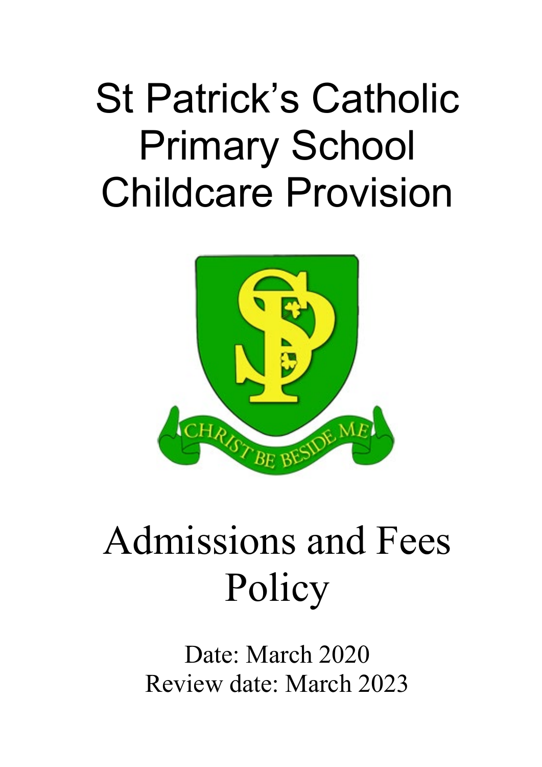# St Patrick's Catholic Primary School Childcare Provision

# Admissions and Fees Policy

Date: March 2020
Review date: March 2023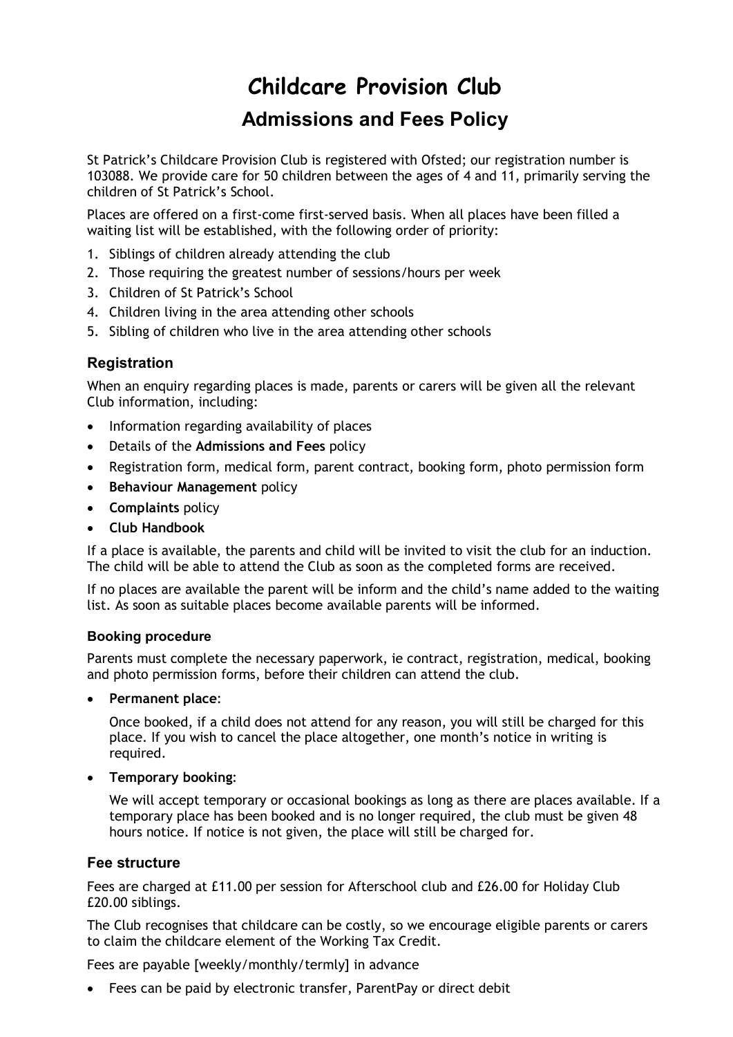# Childcare Provision Club

## Admissions and Fees Policy

St Patrick's Childcare Provision Club is registered with Ofsted; our registration number is 103088. We provide care for 50 children between the ages of 4 and 11, primarily serving the children of St Patrick's School.

Places are offered on a first-come first-served basis. When all places have been filled a waiting list will be established, with the following order of priority:

1. Siblings of children already attending the club
2. Those requiring the greatest number of sessions/hours per week
3. Children of St Patrick's School
4. Children living in the area attending other schools
5. Sibling of children who live in the area attending other schools

### Registration

When an enquiry regarding places is made, parents or carers will be given all the relevant Club information, including:

- Information regarding availability of places
- Details of the **Admissions and Fees** policy
- Registration form, medical form, parent contract, booking form, photo permission form
- **Behaviour Management** policy
- **Complaints** policy
- **Club Handbook**

If a place is available, the parents and child will be invited to visit the club for an induction. The child will be able to attend the Club as soon as the completed forms are received.

If no places are available the parent will be inform and the child's name added to the waiting list. As soon as suitable places become available parents will be informed.

#### Booking procedure

Parents must complete the necessary paperwork, ie contract, registration, medical, booking and photo permission forms, before their children can attend the club.

- **Permanent place**:

  Once booked, if a child does not attend for any reason, you will still be charged for this place. If you wish to cancel the place altogether, one month's notice in writing is required.

- **Temporary booking**:

  We will accept temporary or occasional bookings as long as there are places available. If a temporary place has been booked and is no longer required, the club must be given 48 hours notice. If notice is not given, the place will still be charged for.

### Fee structure

Fees are charged at £11.00 per session for Afterschool club and £26.00 for Holiday Club £20.00 siblings.

The Club recognises that childcare can be costly, so we encourage eligible parents or carers to claim the childcare element of the Working Tax Credit.

Fees are payable [weekly/monthly/termly] in advance

- Fees can be paid by electronic transfer, ParentPay or direct debit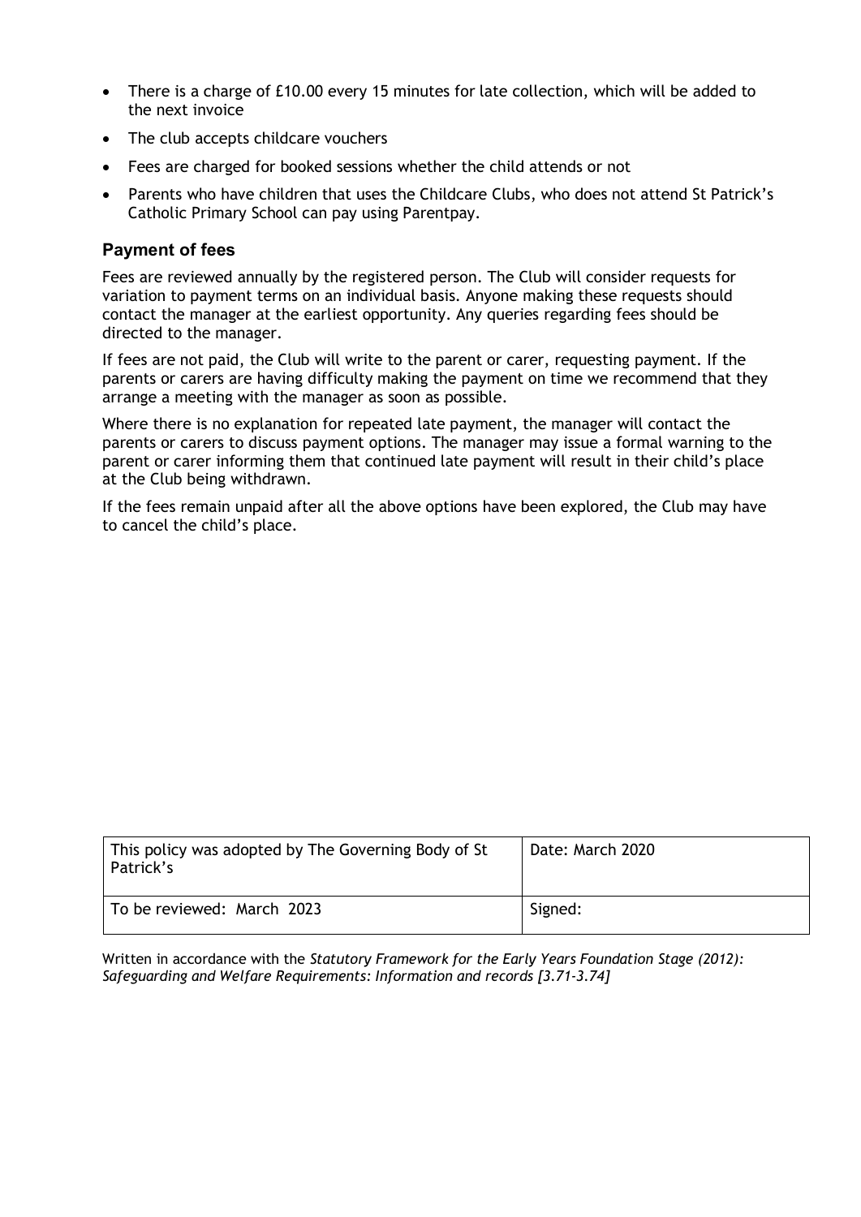- There is a charge of £10.00 every 15 minutes for late collection, which will be added to the next invoice
- The club accepts childcare vouchers
- Fees are charged for booked sessions whether the child attends or not
- Parents who have children that uses the Childcare Clubs, who does not attend St Patrick's Catholic Primary School can pay using Parentpay.

### Payment of fees

Fees are reviewed annually by the registered person. The Club will consider requests for variation to payment terms on an individual basis. Anyone making these requests should contact the manager at the earliest opportunity. Any queries regarding fees should be directed to the manager.

If fees are not paid, the Club will write to the parent or carer, requesting payment. If the parents or carers are having difficulty making the payment on time we recommend that they arrange a meeting with the manager as soon as possible.

Where there is no explanation for repeated late payment, the manager will contact the parents or carers to discuss payment options. The manager may issue a formal warning to the parent or carer informing them that continued late payment will result in their child's place at the Club being withdrawn.

If the fees remain unpaid after all the above options have been explored, the Club may have to cancel the child's place.

| | |
|---|---|
| This policy was adopted by The Governing Body of St Patrick's | Date: March 2020 |
| To be reviewed: March 2023 | Signed: |

Written in accordance with the *Statutory Framework for the Early Years Foundation Stage (2012): Safeguarding and Welfare Requirements: Information and records [3.71-3.74]*